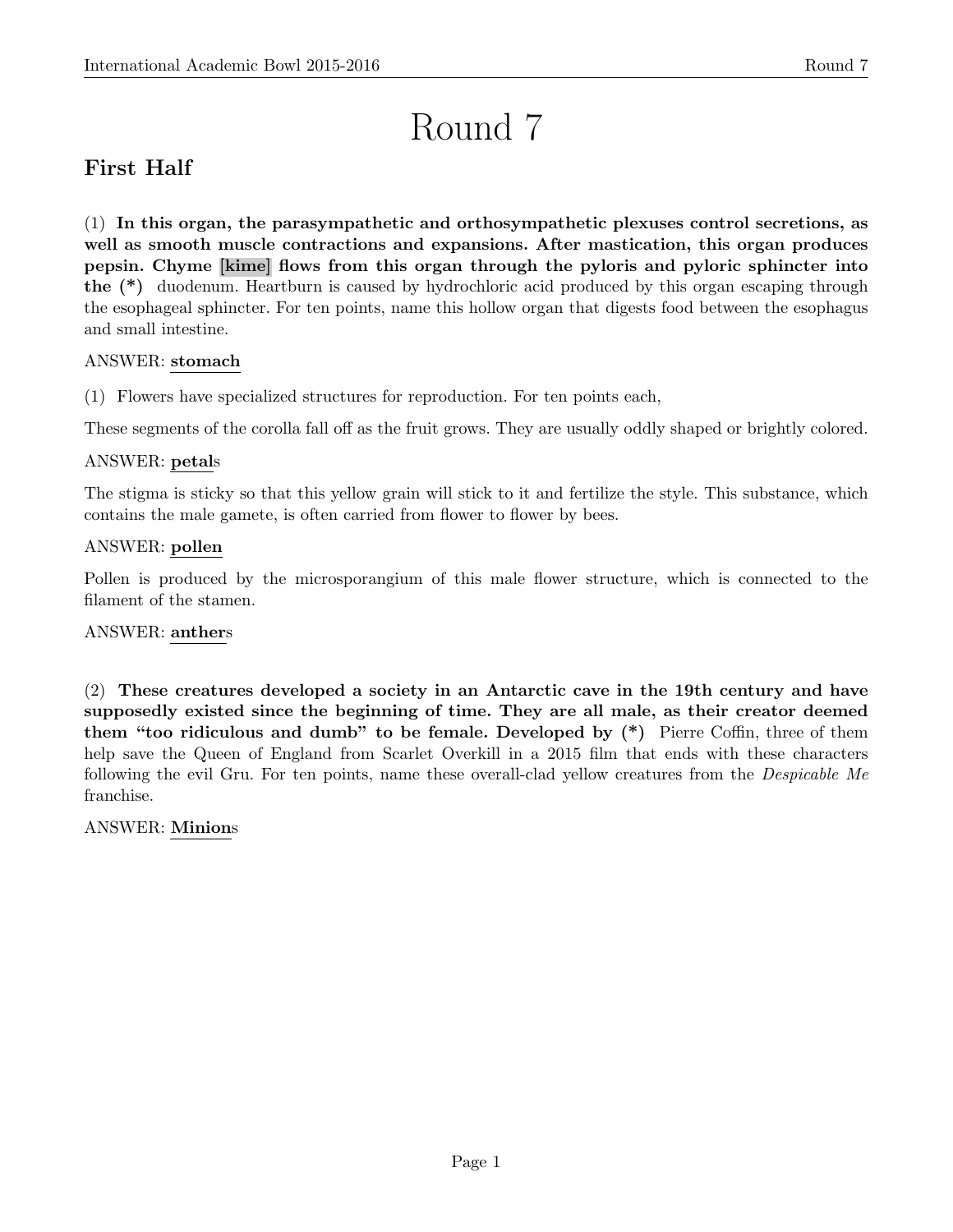# Round 7

## First Half

(1) **In this organ, the parasympathetic and orthosympathetic plexuses control secretions, as well as smooth muscle contractions and expansions. After mastication, this organ produces pepsin. Chyme [kime] flows from this organ through the pyloris and pyloric sphincter into the (*)** duodenum. Heartburn is caused by hydrochloric acid produced by this organ escaping through the esophageal sphincter. For ten points, name this hollow organ that digests food between the esophagus and small intestine.

ANSWER: **stomach**

(1) Flowers have specialized structures for reproduction. For ten points each,

These segments of the corolla fall off as the fruit grows. They are usually oddly shaped or brightly colored.

ANSWER: **petal**s

The stigma is sticky so that this yellow grain will stick to it and fertilize the style. This substance, which contains the male gamete, is often carried from flower to flower by bees.

ANSWER: **pollen**

Pollen is produced by the microsporangium of this male flower structure, which is connected to the filament of the stamen.

ANSWER: **anther**s

(2) **These creatures developed a society in an Antarctic cave in the 19th century and have supposedly existed since the beginning of time. They are all male, as their creator deemed them "too ridiculous and dumb" to be female. Developed by (*)** Pierre Coffin, three of them help save the Queen of England from Scarlet Overkill in a 2015 film that ends with these characters following the evil Gru. For ten points, name these overall-clad yellow creatures from the *Despicable Me* franchise.

ANSWER: **Minion**s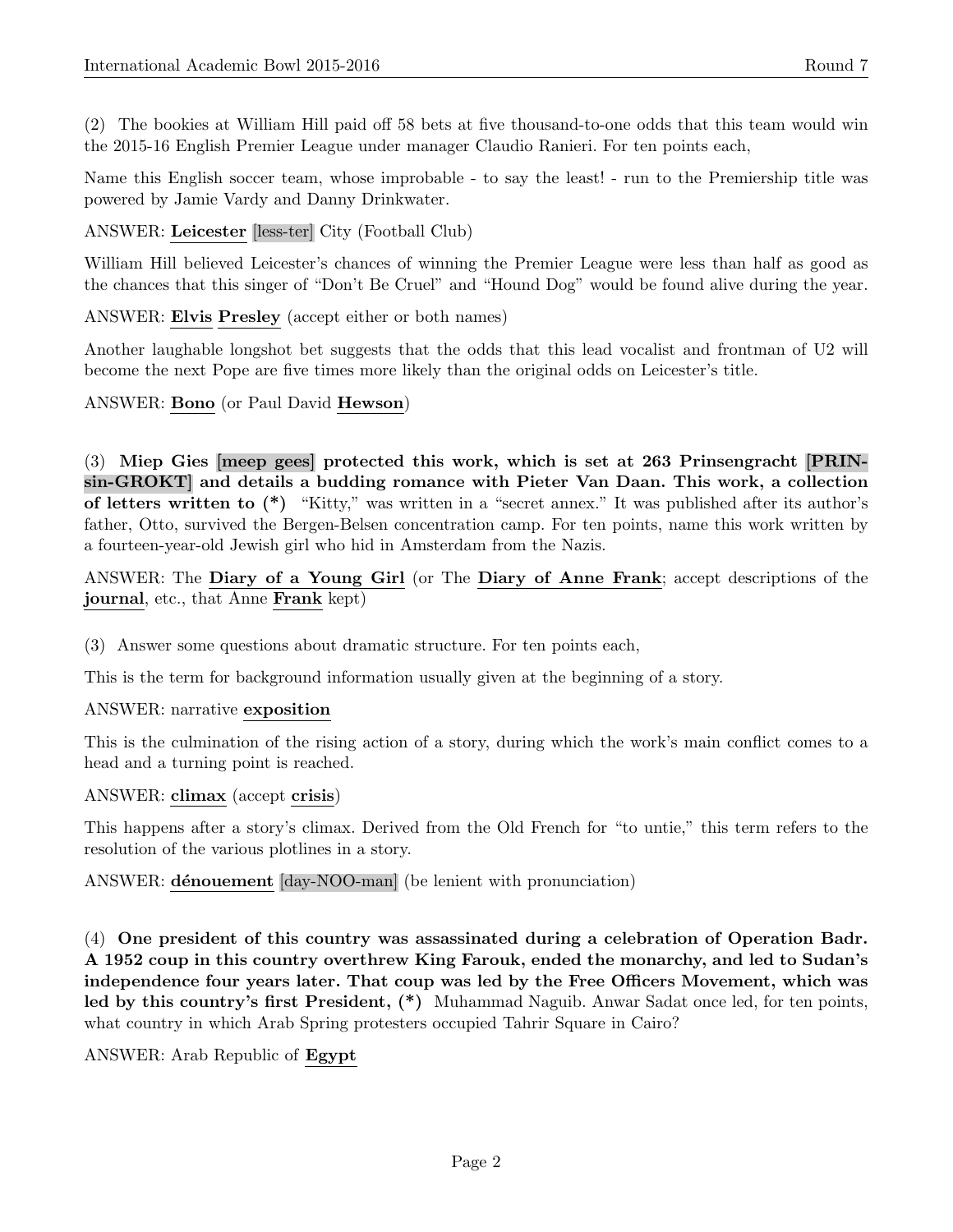(2) The bookies at William Hill paid off 58 bets at five thousand-to-one odds that this team would win the 2015-16 English Premier League under manager Claudio Ranieri. For ten points each,

Name this English soccer team, whose improbable - to say the least! - run to the Premiership title was powered by Jamie Vardy and Danny Drinkwater.

ANSWER: **Leicester** [less-ter] City (Football Club)

William Hill believed Leicester's chances of winning the Premier League were less than half as good as the chances that this singer of "Don't Be Cruel" and "Hound Dog" would be found alive during the year.

ANSWER: **Elvis** **Presley** (accept either or both names)

Another laughable longshot bet suggests that the odds that this lead vocalist and frontman of U2 will become the next Pope are five times more likely than the original odds on Leicester's title.

ANSWER: **Bono** (or Paul David **Hewson**)

(3) **Miep Gies [meep gees] protected this work, which is set at 263 Prinsengracht [PRIN-sin-GROKT] and details a budding romance with Pieter Van Daan. This work, a collection of letters written to (*)** "Kitty," was written in a "secret annex." It was published after its author's father, Otto, survived the Bergen-Belsen concentration camp. For ten points, name this work written by a fourteen-year-old Jewish girl who hid in Amsterdam from the Nazis.

ANSWER: The **Diary of a Young Girl** (or The **Diary of Anne Frank**; accept descriptions of the **journal**, etc., that Anne **Frank** kept)

(3) Answer some questions about dramatic structure. For ten points each,

This is the term for background information usually given at the beginning of a story.

ANSWER: narrative **exposition**

This is the culmination of the rising action of a story, during which the work's main conflict comes to a head and a turning point is reached.

ANSWER: **climax** (accept **crisis**)

This happens after a story's climax. Derived from the Old French for "to untie," this term refers to the resolution of the various plotlines in a story.

ANSWER: **dénouement** [day-NOO-man] (be lenient with pronunciation)

(4) **One president of this country was assassinated during a celebration of Operation Badr. A 1952 coup in this country overthrew King Farouk, ended the monarchy, and led to Sudan's independence four years later. That coup was led by the Free Officers Movement, which was led by this country's first President, (*)** Muhammad Naguib. Anwar Sadat once led, for ten points, what country in which Arab Spring protesters occupied Tahrir Square in Cairo?

ANSWER: Arab Republic of **Egypt**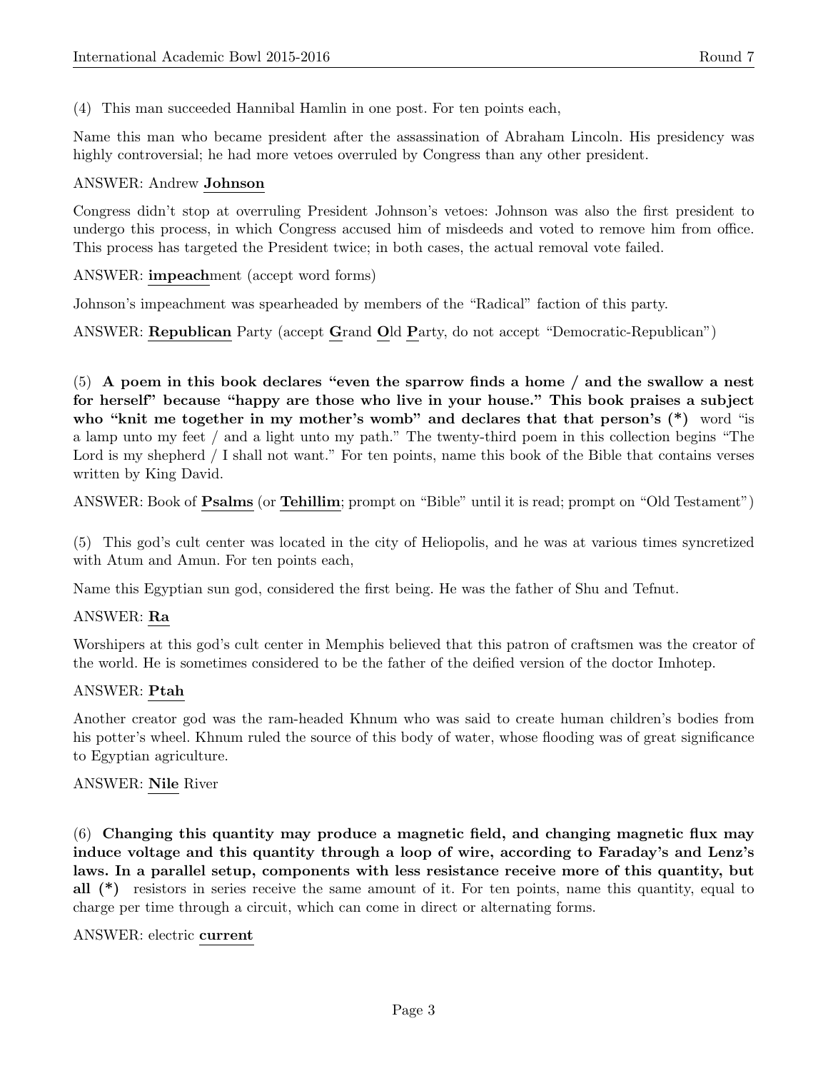(4) This man succeeded Hannibal Hamlin in one post. For ten points each,

Name this man who became president after the assassination of Abraham Lincoln. His presidency was highly controversial; he had more vetoes overruled by Congress than any other president.

ANSWER: Andrew **Johnson**

Congress didn't stop at overruling President Johnson's vetoes: Johnson was also the first president to undergo this process, in which Congress accused him of misdeeds and voted to remove him from office. This process has targeted the President twice; in both cases, the actual removal vote failed.

ANSWER: **impeach**ment (accept word forms)

Johnson's impeachment was spearheaded by members of the "Radical" faction of this party.

ANSWER: **Republican** Party (accept **G**rand **O**ld **P**arty, do not accept "Democratic-Republican")

(5) **A poem in this book declares "even the sparrow finds a home / and the swallow a nest for herself" because "happy are those who live in your house." This book praises a subject who "knit me together in my mother's womb" and declares that that person's (*)** word "is a lamp unto my feet / and a light unto my path." The twenty-third poem in this collection begins "The Lord is my shepherd / I shall not want." For ten points, name this book of the Bible that contains verses written by King David.

ANSWER: Book of **Psalms** (or **Tehillim**; prompt on "Bible" until it is read; prompt on "Old Testament")

(5) This god's cult center was located in the city of Heliopolis, and he was at various times syncretized with Atum and Amun. For ten points each,

Name this Egyptian sun god, considered the first being. He was the father of Shu and Tefnut.

ANSWER: **Ra**

Worshipers at this god's cult center in Memphis believed that this patron of craftsmen was the creator of the world. He is sometimes considered to be the father of the deified version of the doctor Imhotep.

ANSWER: **Ptah**

Another creator god was the ram-headed Khnum who was said to create human children's bodies from his potter's wheel. Khnum ruled the source of this body of water, whose flooding was of great significance to Egyptian agriculture.

ANSWER: **Nile** River

(6) **Changing this quantity may produce a magnetic field, and changing magnetic flux may induce voltage and this quantity through a loop of wire, according to Faraday's and Lenz's laws. In a parallel setup, components with less resistance receive more of this quantity, but all (*)** resistors in series receive the same amount of it. For ten points, name this quantity, equal to charge per time through a circuit, which can come in direct or alternating forms.

ANSWER: electric **current**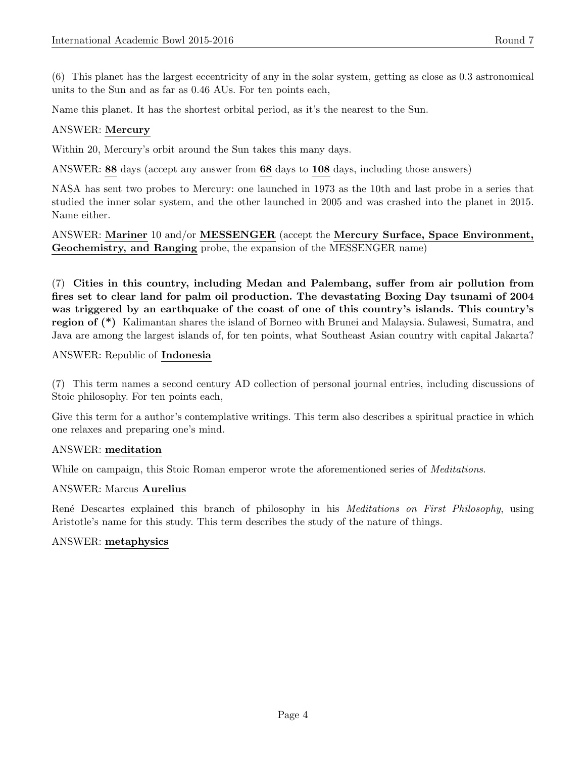(6) This planet has the largest eccentricity of any in the solar system, getting as close as 0.3 astronomical units to the Sun and as far as 0.46 AUs. For ten points each,

Name this planet. It has the shortest orbital period, as it's the nearest to the Sun.

ANSWER: **Mercury**

Within 20, Mercury's orbit around the Sun takes this many days.

ANSWER: **88** days (accept any answer from **68** days to **108** days, including those answers)

NASA has sent two probes to Mercury: one launched in 1973 as the 10th and last probe in a series that studied the inner solar system, and the other launched in 2005 and was crashed into the planet in 2015. Name either.

ANSWER: **Mariner** 10 and/or **MESSENGER** (accept the **Mercury Surface, Space Environment, Geochemistry, and Ranging** probe, the expansion of the MESSENGER name)

(7) **Cities in this country, including Medan and Palembang, suffer from air pollution from fires set to clear land for palm oil production. The devastating Boxing Day tsunami of 2004 was triggered by an earthquake of the coast of one of this country's islands. This country's region of (*)** Kalimantan shares the island of Borneo with Brunei and Malaysia. Sulawesi, Sumatra, and Java are among the largest islands of, for ten points, what Southeast Asian country with capital Jakarta?

ANSWER: Republic of **Indonesia**

(7) This term names a second century AD collection of personal journal entries, including discussions of Stoic philosophy. For ten points each,

Give this term for a author's contemplative writings. This term also describes a spiritual practice in which one relaxes and preparing one's mind.

ANSWER: **meditation**

While on campaign, this Stoic Roman emperor wrote the aforementioned series of *Meditations*.

ANSWER: Marcus **Aurelius**

René Descartes explained this branch of philosophy in his *Meditations on First Philosophy*, using Aristotle's name for this study. This term describes the study of the nature of things.

ANSWER: **metaphysics**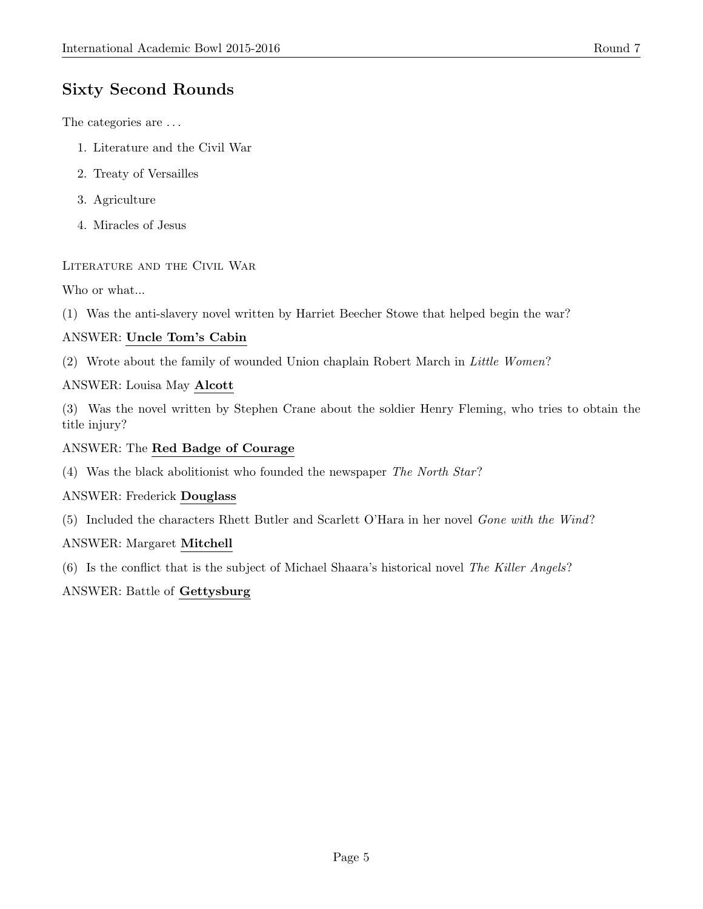## Sixty Second Rounds

The categories are . . .

1. Literature and the Civil War
2. Treaty of Versailles
3. Agriculture
4. Miracles of Jesus

Literature and the Civil War

Who or what...

(1) Was the anti-slavery novel written by Harriet Beecher Stowe that helped begin the war?

ANSWER: **Uncle Tom's Cabin**

(2) Wrote about the family of wounded Union chaplain Robert March in *Little Women*?

ANSWER: Louisa May **Alcott**

(3) Was the novel written by Stephen Crane about the soldier Henry Fleming, who tries to obtain the title injury?

ANSWER: The **Red Badge of Courage**

(4) Was the black abolitionist who founded the newspaper *The North Star*?

ANSWER: Frederick **Douglass**

(5) Included the characters Rhett Butler and Scarlett O'Hara in her novel *Gone with the Wind*?

ANSWER: Margaret **Mitchell**

(6) Is the conflict that is the subject of Michael Shaara's historical novel *The Killer Angels*?

ANSWER: Battle of **Gettysburg**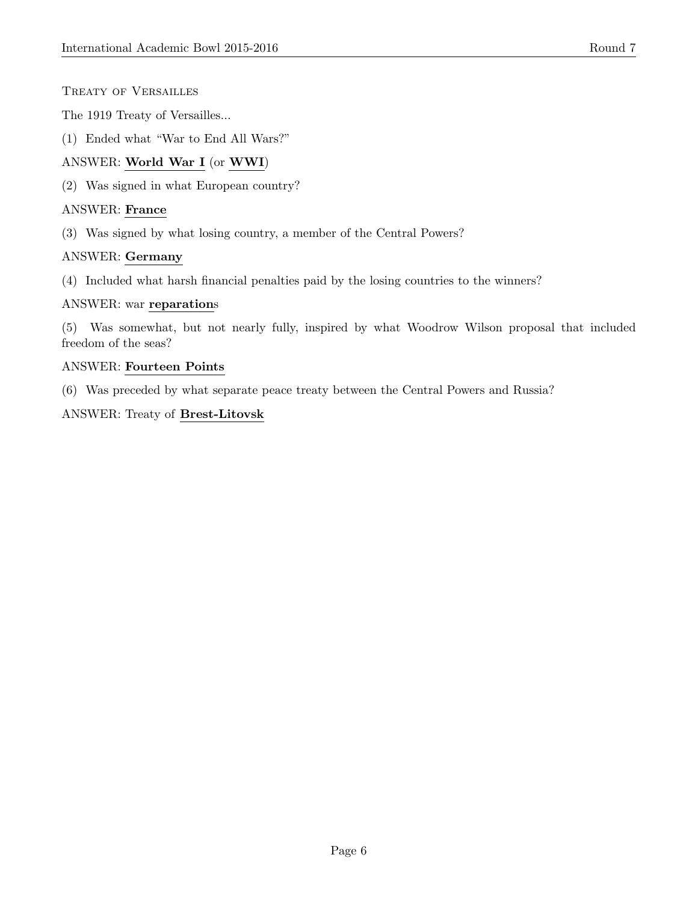Treaty of Versailles

The 1919 Treaty of Versailles...

(1) Ended what "War to End All Wars?"

ANSWER: **World War I** (or **WWI**)

(2) Was signed in what European country?

ANSWER: **France**

(3) Was signed by what losing country, a member of the Central Powers?

ANSWER: **Germany**

(4) Included what harsh financial penalties paid by the losing countries to the winners?

ANSWER: war **reparation**s

(5) Was somewhat, but not nearly fully, inspired by what Woodrow Wilson proposal that included freedom of the seas?

ANSWER: **Fourteen Points**

(6) Was preceded by what separate peace treaty between the Central Powers and Russia?

ANSWER: Treaty of **Brest-Litovsk**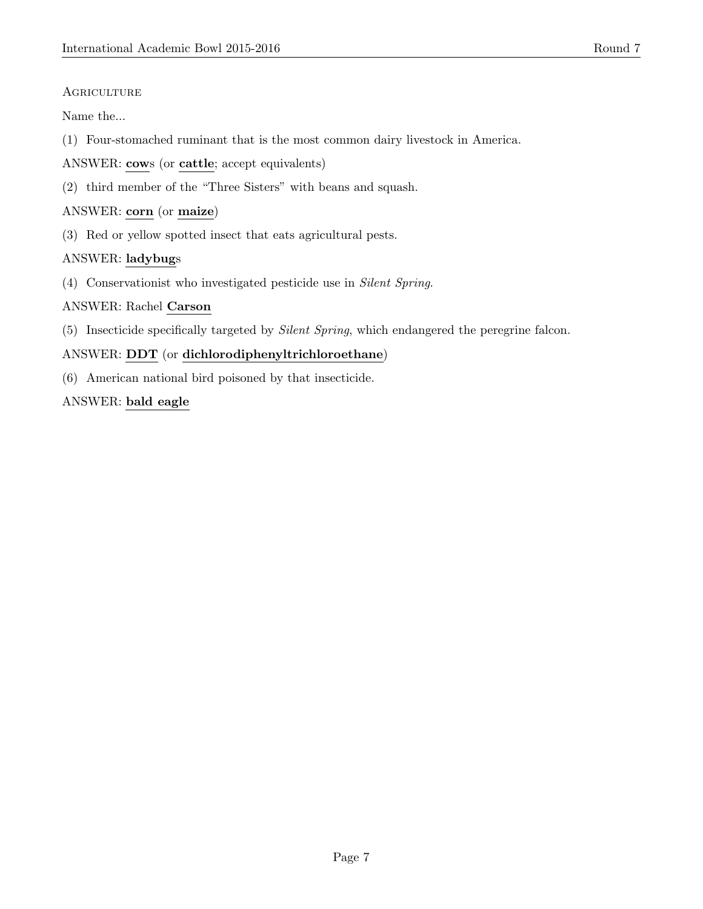Agriculture

Name the...

(1) Four-stomached ruminant that is the most common dairy livestock in America.

ANSWER: **cow**s (or **cattle**; accept equivalents)

(2) third member of the "Three Sisters" with beans and squash.

ANSWER: **corn** (or **maize**)

(3) Red or yellow spotted insect that eats agricultural pests.

ANSWER: **ladybug**s

(4) Conservationist who investigated pesticide use in *Silent Spring*.

ANSWER: Rachel **Carson**

(5) Insecticide specifically targeted by *Silent Spring*, which endangered the peregrine falcon.

ANSWER: **DDT** (or **dichlorodiphenyltrichloroethane**)

(6) American national bird poisoned by that insecticide.

ANSWER: **bald eagle**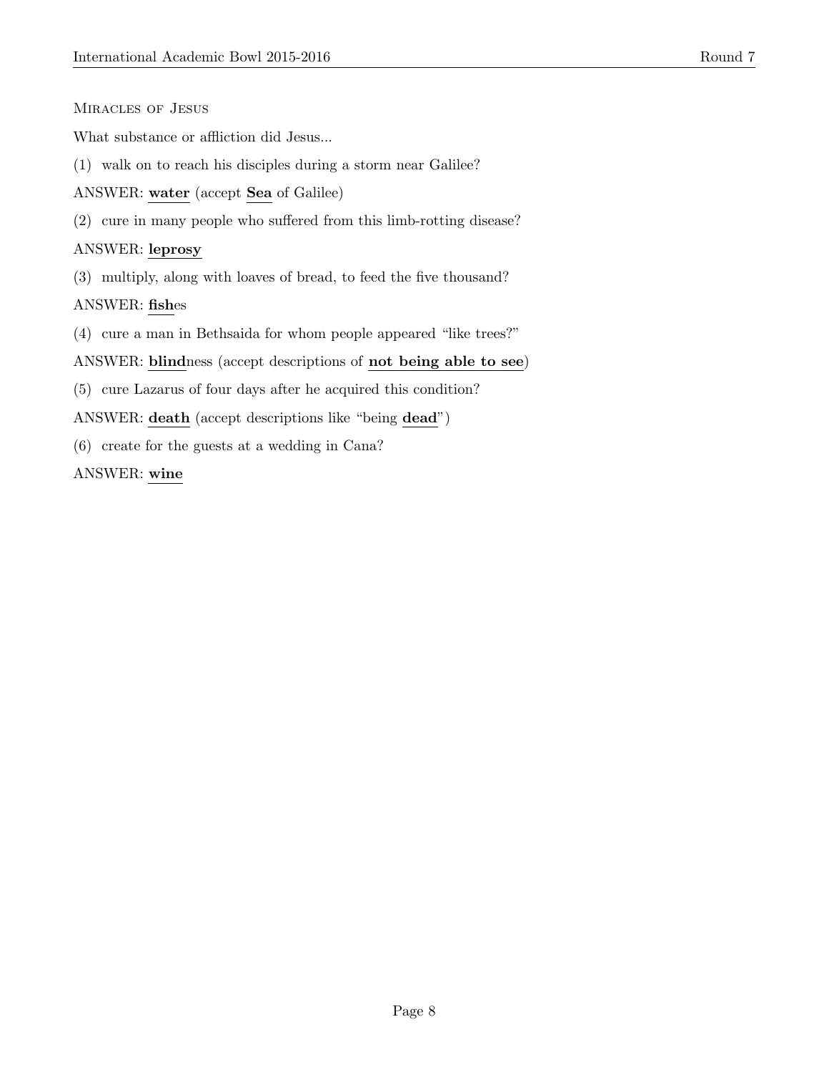## Miracles of Jesus

What substance or affliction did Jesus...

(1) walk on to reach his disciples during a storm near Galilee?

ANSWER: **water** (accept **Sea** of Galilee)

(2) cure in many people who suffered from this limb-rotting disease?

ANSWER: **leprosy**

(3) multiply, along with loaves of bread, to feed the five thousand?

ANSWER: **fish**es

(4) cure a man in Bethsaida for whom people appeared "like trees?"

ANSWER: **blind**ness (accept descriptions of **not being able to see**)

(5) cure Lazarus of four days after he acquired this condition?

ANSWER: **death** (accept descriptions like "being **dead**")

(6) create for the guests at a wedding in Cana?

ANSWER: **wine**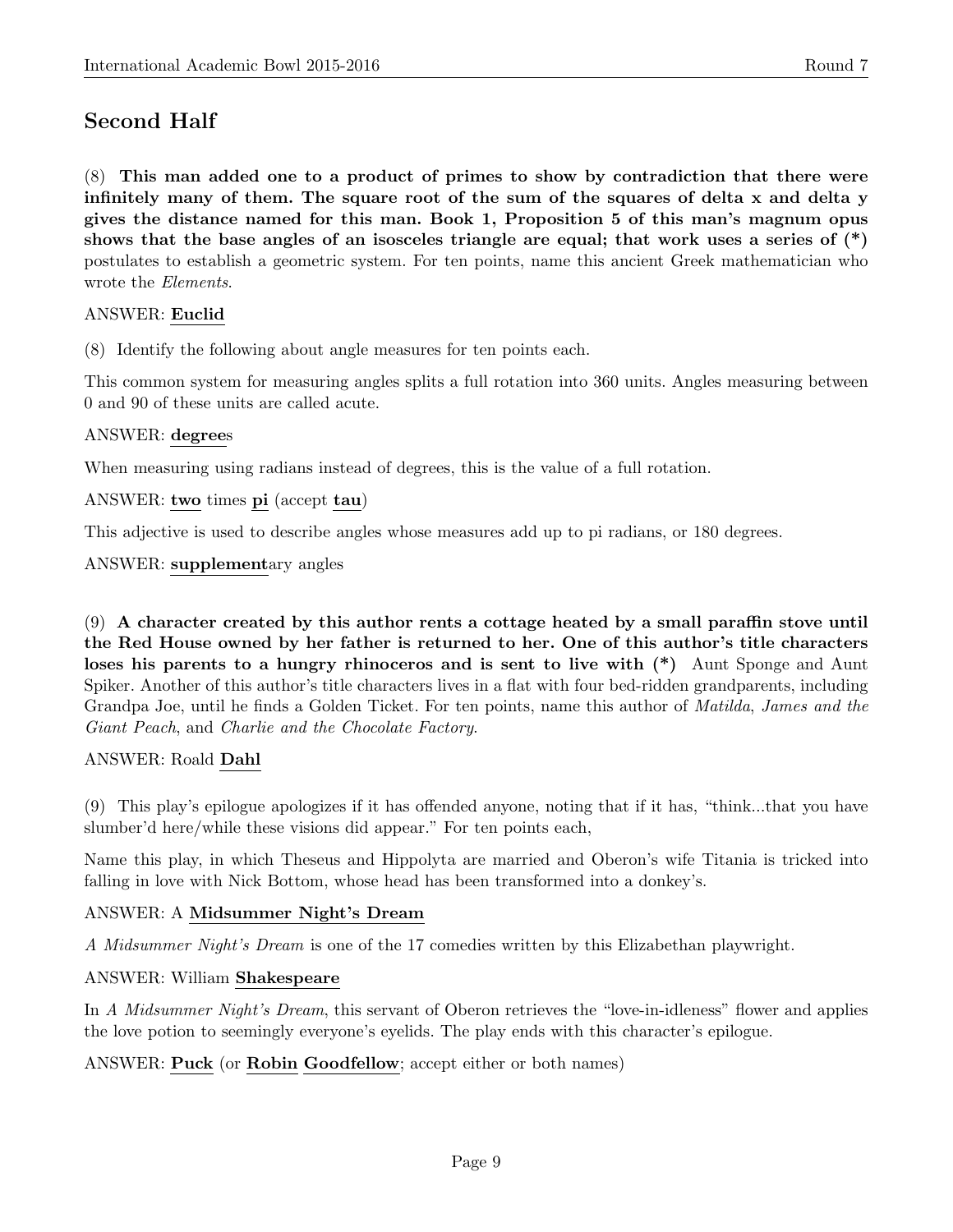## Second Half

(8) **This man added one to a product of primes to show by contradiction that there were infinitely many of them. The square root of the sum of the squares of delta x and delta y gives the distance named for this man. Book 1, Proposition 5 of this man's magnum opus shows that the base angles of an isosceles triangle are equal; that work uses a series of (*)** postulates to establish a geometric system. For ten points, name this ancient Greek mathematician who wrote the *Elements*.

ANSWER: **Euclid**

(8) Identify the following about angle measures for ten points each.

This common system for measuring angles splits a full rotation into 360 units. Angles measuring between 0 and 90 of these units are called acute.

ANSWER: **degree**s

When measuring using radians instead of degrees, this is the value of a full rotation.

ANSWER: **two** times **pi** (accept **tau**)

This adjective is used to describe angles whose measures add up to pi radians, or 180 degrees.

ANSWER: **supplement**ary angles

(9) **A character created by this author rents a cottage heated by a small paraffin stove until the Red House owned by her father is returned to her. One of this author's title characters loses his parents to a hungry rhinoceros and is sent to live with (*)** Aunt Sponge and Aunt Spiker. Another of this author's title characters lives in a flat with four bed-ridden grandparents, including Grandpa Joe, until he finds a Golden Ticket. For ten points, name this author of *Matilda*, *James and the Giant Peach*, and *Charlie and the Chocolate Factory*.

ANSWER: Roald **Dahl**

(9) This play's epilogue apologizes if it has offended anyone, noting that if it has, "think...that you have slumber'd here/while these visions did appear." For ten points each,

Name this play, in which Theseus and Hippolyta are married and Oberon's wife Titania is tricked into falling in love with Nick Bottom, whose head has been transformed into a donkey's.

ANSWER: A **Midsummer Night's Dream**

*A Midsummer Night's Dream* is one of the 17 comedies written by this Elizabethan playwright.

ANSWER: William **Shakespeare**

In *A Midsummer Night's Dream*, this servant of Oberon retrieves the "love-in-idleness" flower and applies the love potion to seemingly everyone's eyelids. The play ends with this character's epilogue.

ANSWER: **Puck** (or **Robin** **Goodfellow**; accept either or both names)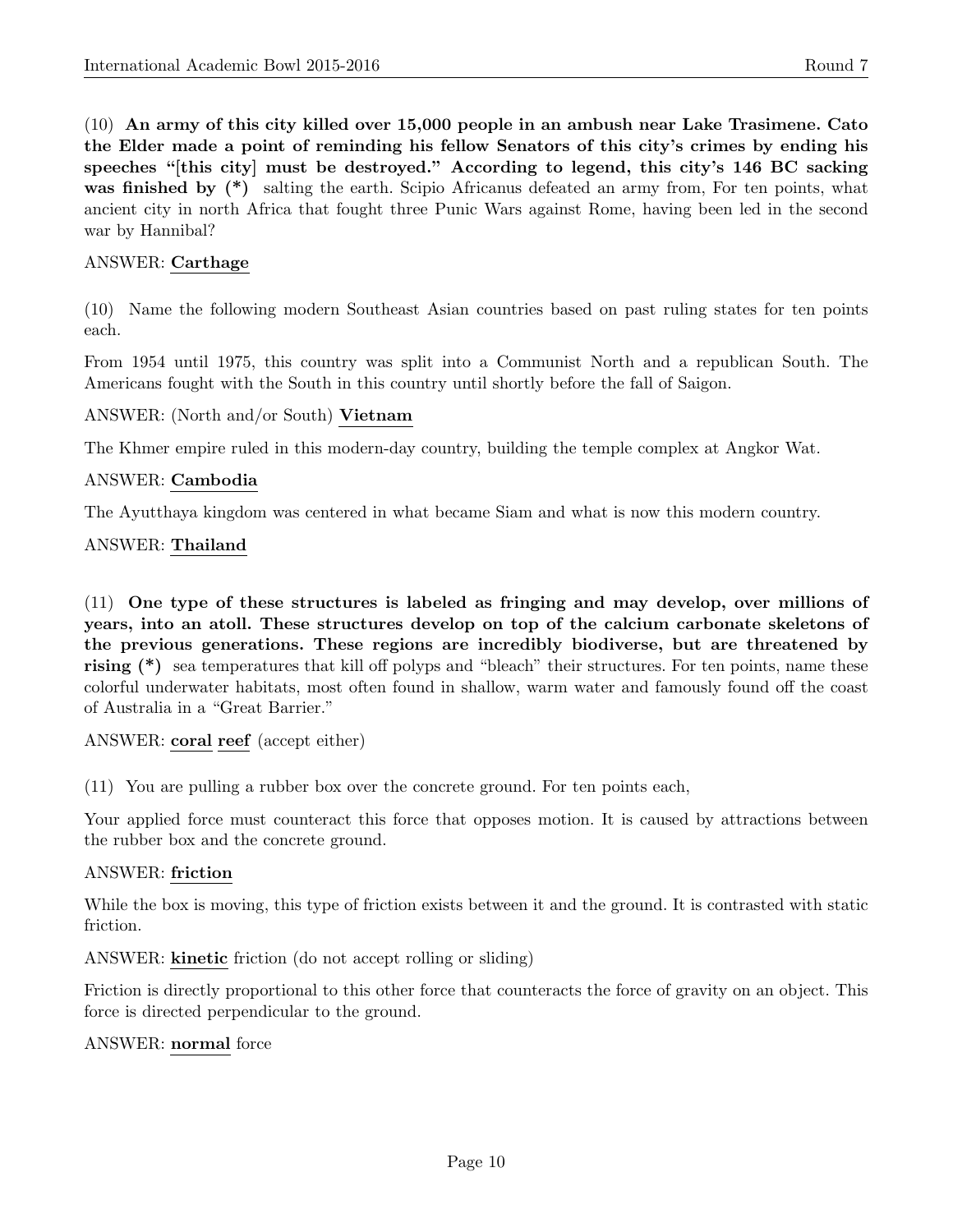(10) **An army of this city killed over 15,000 people in an ambush near Lake Trasimene. Cato the Elder made a point of reminding his fellow Senators of this city's crimes by ending his speeches "[this city] must be destroyed." According to legend, this city's 146 BC sacking was finished by (*)** salting the earth. Scipio Africanus defeated an army from, For ten points, what ancient city in north Africa that fought three Punic Wars against Rome, having been led in the second war by Hannibal?

ANSWER: **Carthage**

(10) Name the following modern Southeast Asian countries based on past ruling states for ten points each.

From 1954 until 1975, this country was split into a Communist North and a republican South. The Americans fought with the South in this country until shortly before the fall of Saigon.

ANSWER: (North and/or South) **Vietnam**

The Khmer empire ruled in this modern-day country, building the temple complex at Angkor Wat.

ANSWER: **Cambodia**

The Ayutthaya kingdom was centered in what became Siam and what is now this modern country.

ANSWER: **Thailand**

(11) **One type of these structures is labeled as fringing and may develop, over millions of years, into an atoll. These structures develop on top of the calcium carbonate skeletons of the previous generations. These regions are incredibly biodiverse, but are threatened by rising (*)** sea temperatures that kill off polyps and "bleach" their structures. For ten points, name these colorful underwater habitats, most often found in shallow, warm water and famously found off the coast of Australia in a "Great Barrier."

ANSWER: **coral reef** (accept either)

(11) You are pulling a rubber box over the concrete ground. For ten points each,

Your applied force must counteract this force that opposes motion. It is caused by attractions between the rubber box and the concrete ground.

ANSWER: **friction**

While the box is moving, this type of friction exists between it and the ground. It is contrasted with static friction.

ANSWER: **kinetic** friction (do not accept rolling or sliding)

Friction is directly proportional to this other force that counteracts the force of gravity on an object. This force is directed perpendicular to the ground.

ANSWER: **normal** force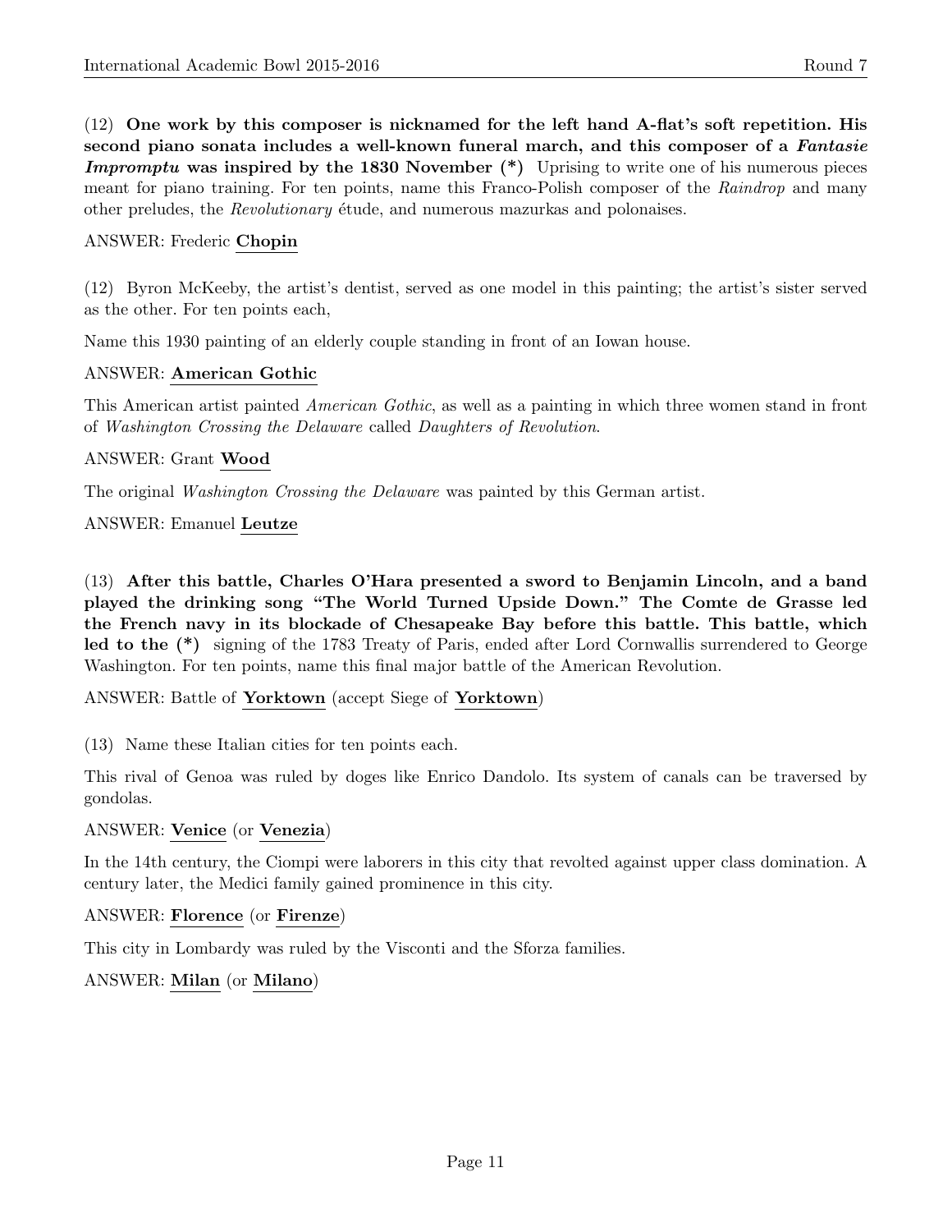(12) **One work by this composer is nicknamed for the left hand A-flat's soft repetition. His second piano sonata includes a well-known funeral march, and this composer of a *Fantasie Impromptu* was inspired by the 1830 November (*)** Uprising to write one of his numerous pieces meant for piano training. For ten points, name this Franco-Polish composer of the *Raindrop* and many other preludes, the *Revolutionary* étude, and numerous mazurkas and polonaises.

ANSWER: Frederic **Chopin**

(12) Byron McKeeby, the artist's dentist, served as one model in this painting; the artist's sister served as the other. For ten points each,

Name this 1930 painting of an elderly couple standing in front of an Iowan house.

ANSWER: **American Gothic**

This American artist painted *American Gothic*, as well as a painting in which three women stand in front of *Washington Crossing the Delaware* called *Daughters of Revolution*.

ANSWER: Grant **Wood**

The original *Washington Crossing the Delaware* was painted by this German artist.

ANSWER: Emanuel **Leutze**

(13) **After this battle, Charles O'Hara presented a sword to Benjamin Lincoln, and a band played the drinking song "The World Turned Upside Down." The Comte de Grasse led the French navy in its blockade of Chesapeake Bay before this battle. This battle, which led to the (*)** signing of the 1783 Treaty of Paris, ended after Lord Cornwallis surrendered to George Washington. For ten points, name this final major battle of the American Revolution.

ANSWER: Battle of **Yorktown** (accept Siege of **Yorktown**)

(13) Name these Italian cities for ten points each.

This rival of Genoa was ruled by doges like Enrico Dandolo. Its system of canals can be traversed by gondolas.

ANSWER: **Venice** (or **Venezia**)

In the 14th century, the Ciompi were laborers in this city that revolted against upper class domination. A century later, the Medici family gained prominence in this city.

ANSWER: **Florence** (or **Firenze**)

This city in Lombardy was ruled by the Visconti and the Sforza families.

ANSWER: **Milan** (or **Milano**)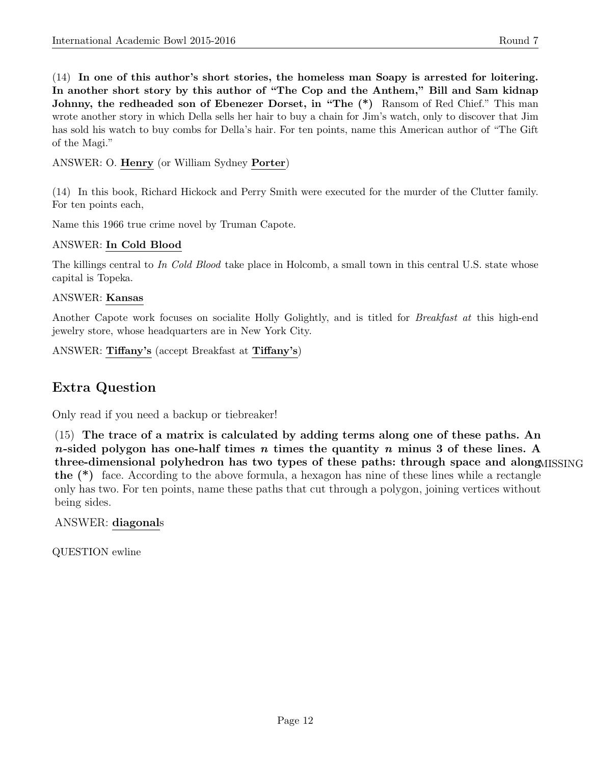(14) **In one of this author's short stories, the homeless man Soapy is arrested for loitering. In another short story by this author of "The Cop and the Anthem," Bill and Sam kidnap Johnny, the redheaded son of Ebenezer Dorset, in "The (*)** Ransom of Red Chief." This man wrote another story in which Della sells her hair to buy a chain for Jim's watch, only to discover that Jim has sold his watch to buy combs for Della's hair. For ten points, name this American author of "The Gift of the Magi."

ANSWER: O. **Henry** (or William Sydney **Porter**)

(14) In this book, Richard Hickock and Perry Smith were executed for the murder of the Clutter family. For ten points each,

Name this 1966 true crime novel by Truman Capote.

ANSWER: **In Cold Blood**

The killings central to *In Cold Blood* take place in Holcomb, a small town in this central U.S. state whose capital is Topeka.

ANSWER: **Kansas**

Another Capote work focuses on socialite Holly Golightly, and is titled for *Breakfast at* this high-end jewelry store, whose headquarters are in New York City.

ANSWER: **Tiffany's** (accept Breakfast at **Tiffany's**)

## Extra Question

Only read if you need a backup or tiebreaker!

(15) **The trace of a matrix is calculated by adding terms along one of these paths. An $n$-sided polygon has one-half times $n$ times the quantity $n$ minus 3 of these lines. A three-dimensional polyhedron has two types of these paths: through space and along** MISSING **the (*)** face. According to the above formula, a hexagon has nine of these lines while a rectangle only has two. For ten points, name these paths that cut through a polygon, joining vertices without being sides.

ANSWER: **diagonal**s

QUESTION ewline